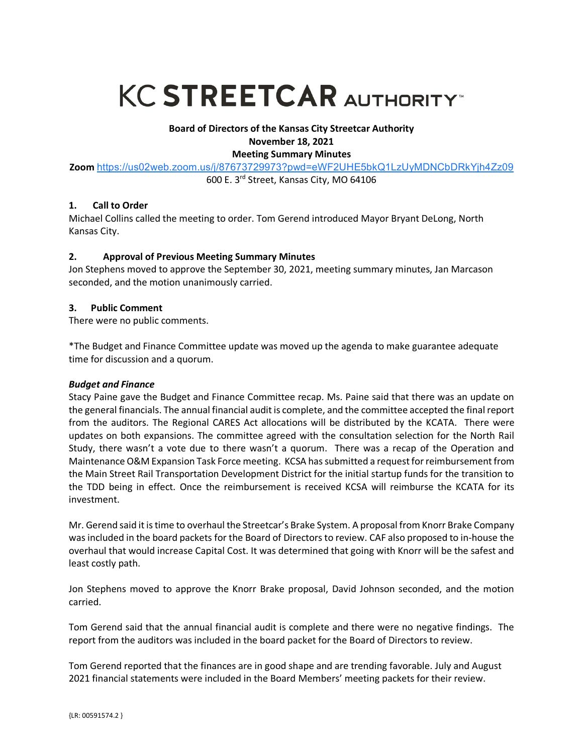# KC STREETCAR AUTHORITY™

**Board of Directors of the Kansas City Streetcar Authority**
**November 18, 2021**
**Meeting Summary Minutes**

**Zoom** https://us02web.zoom.us/j/87673729973?pwd=eWF2UHE5bkQ1LzUyMDNCbDRkYjh4Zz09
600 E. 3rd Street, Kansas City, MO 64106

### 1. Call to Order

Michael Collins called the meeting to order. Tom Gerend introduced Mayor Bryant DeLong, North Kansas City.

### 2. Approval of Previous Meeting Summary Minutes

Jon Stephens moved to approve the September 30, 2021, meeting summary minutes, Jan Marcason seconded, and the motion unanimously carried.

### 3. Public Comment

There were no public comments.

*The Budget and Finance Committee update was moved up the agenda to make guarantee adequate time for discussion and a quorum.

***Budget and Finance***

Stacy Paine gave the Budget and Finance Committee recap. Ms. Paine said that there was an update on the general financials. The annual financial audit is complete, and the committee accepted the final report from the auditors. The Regional CARES Act allocations will be distributed by the KCATA. There were updates on both expansions. The committee agreed with the consultation selection for the North Rail Study, there wasn't a vote due to there wasn't a quorum. There was a recap of the Operation and Maintenance O&M Expansion Task Force meeting. KCSA has submitted a request for reimbursement from the Main Street Rail Transportation Development District for the initial startup funds for the transition to the TDD being in effect. Once the reimbursement is received KCSA will reimburse the KCATA for its investment.

Mr. Gerend said it is time to overhaul the Streetcar's Brake System. A proposal from Knorr Brake Company was included in the board packets for the Board of Directors to review. CAF also proposed to in-house the overhaul that would increase Capital Cost. It was determined that going with Knorr will be the safest and least costly path.

Jon Stephens moved to approve the Knorr Brake proposal, David Johnson seconded, and the motion carried.

Tom Gerend said that the annual financial audit is complete and there were no negative findings. The report from the auditors was included in the board packet for the Board of Directors to review.

Tom Gerend reported that the finances are in good shape and are trending favorable. July and August 2021 financial statements were included in the Board Members' meeting packets for their review.

{LR: 00591574.2 }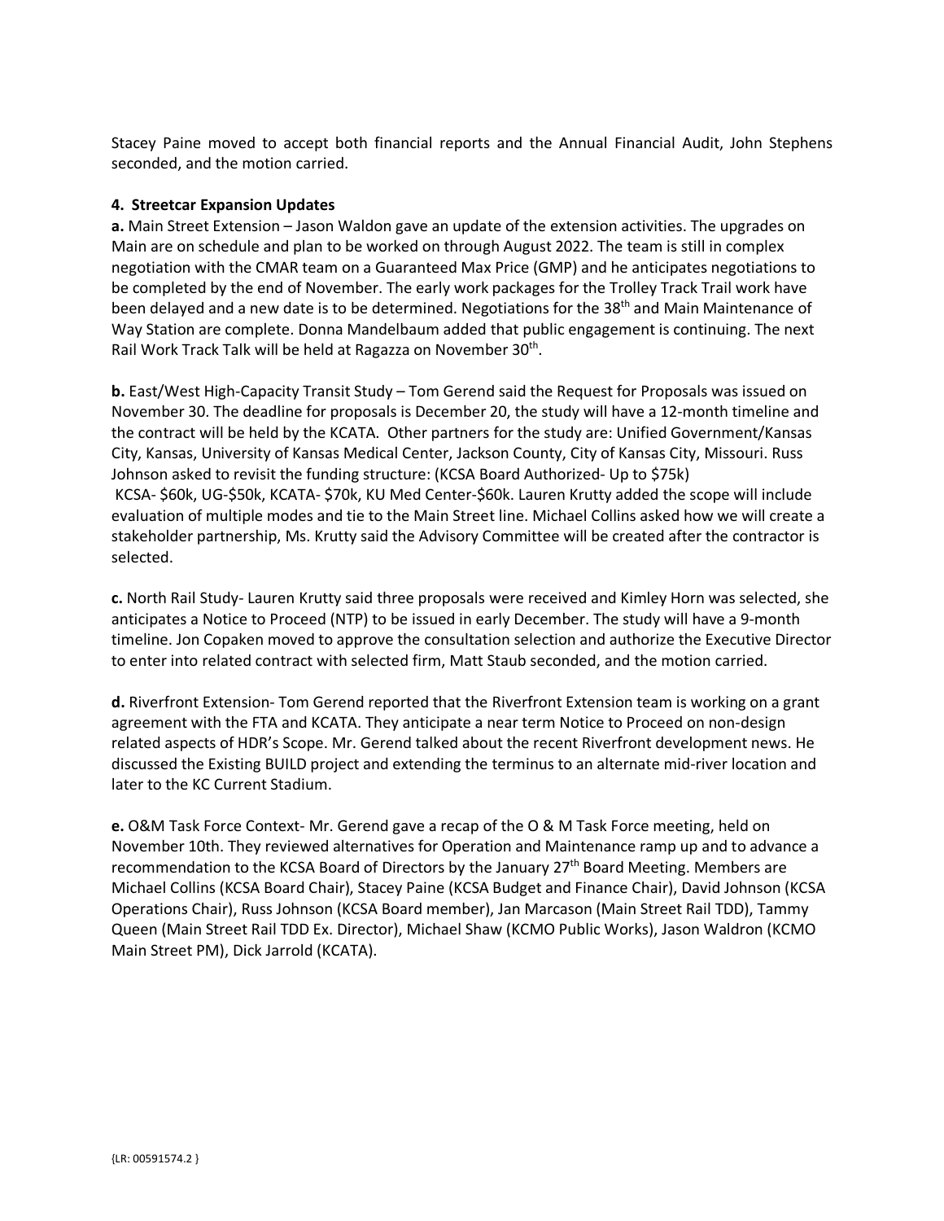Stacey Paine moved to accept both financial reports and the Annual Financial Audit, John Stephens seconded, and the motion carried.

**4. Streetcar Expansion Updates**

**a.** Main Street Extension – Jason Waldon gave an update of the extension activities. The upgrades on Main are on schedule and plan to be worked on through August 2022. The team is still in complex negotiation with the CMAR team on a Guaranteed Max Price (GMP) and he anticipates negotiations to be completed by the end of November. The early work packages for the Trolley Track Trail work have been delayed and a new date is to be determined. Negotiations for the 38th and Main Maintenance of Way Station are complete. Donna Mandelbaum added that public engagement is continuing. The next Rail Work Track Talk will be held at Ragazza on November 30th.

**b.** East/West High-Capacity Transit Study – Tom Gerend said the Request for Proposals was issued on November 30. The deadline for proposals is December 20, the study will have a 12-month timeline and the contract will be held by the KCATA. Other partners for the study are: Unified Government/Kansas City, Kansas, University of Kansas Medical Center, Jackson County, City of Kansas City, Missouri. Russ Johnson asked to revisit the funding structure: (KCSA Board Authorized- Up to $75k)
KCSA- $60k, UG-$50k, KCATA- $70k, KU Med Center-$60k. Lauren Krutty added the scope will include evaluation of multiple modes and tie to the Main Street line. Michael Collins asked how we will create a stakeholder partnership, Ms. Krutty said the Advisory Committee will be created after the contractor is selected.

**c.** North Rail Study- Lauren Krutty said three proposals were received and Kimley Horn was selected, she anticipates a Notice to Proceed (NTP) to be issued in early December. The study will have a 9-month timeline. Jon Copaken moved to approve the consultation selection and authorize the Executive Director to enter into related contract with selected firm, Matt Staub seconded, and the motion carried.

**d.** Riverfront Extension- Tom Gerend reported that the Riverfront Extension team is working on a grant agreement with the FTA and KCATA. They anticipate a near term Notice to Proceed on non-design related aspects of HDR's Scope. Mr. Gerend talked about the recent Riverfront development news. He discussed the Existing BUILD project and extending the terminus to an alternate mid-river location and later to the KC Current Stadium.

**e.** O&M Task Force Context- Mr. Gerend gave a recap of the O & M Task Force meeting, held on November 10th. They reviewed alternatives for Operation and Maintenance ramp up and to advance a recommendation to the KCSA Board of Directors by the January 27th Board Meeting. Members are Michael Collins (KCSA Board Chair), Stacey Paine (KCSA Budget and Finance Chair), David Johnson (KCSA Operations Chair), Russ Johnson (KCSA Board member), Jan Marcason (Main Street Rail TDD), Tammy Queen (Main Street Rail TDD Ex. Director), Michael Shaw (KCMO Public Works), Jason Waldron (KCMO Main Street PM), Dick Jarrold (KCATA).

{LR: 00591574.2 }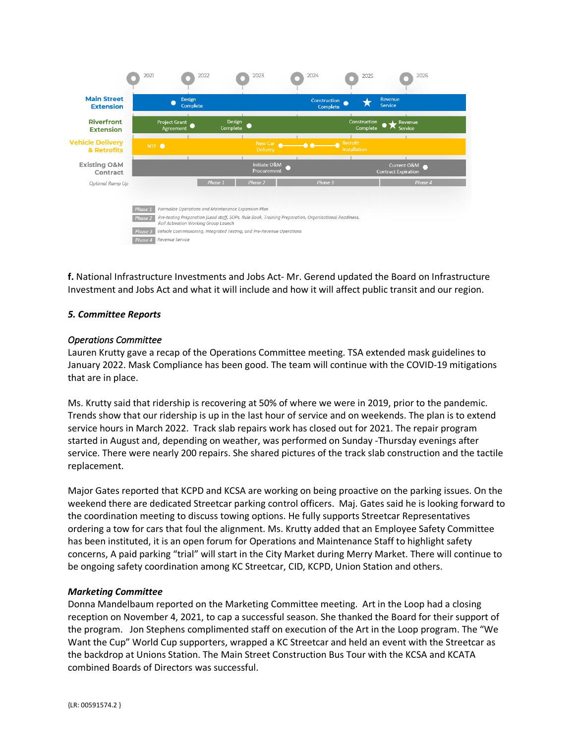| | 2021 | 2022 | 2023 | 2024 | 2025 | 2026 |
|---|---|---|---|---|---|---|
| **Main Street Extension** | Design Complete | | | Construction Complete | Revenue Service | |
| **Riverfront Extension** | Project Grant Agreement | Design Complete | | | Construction Complete | Revenue Service |
| **Vehicle Delivery & Retrofits** | NTP | | New Car Delivery | | Retrofit Installation | |
| **Existing O&M Contract** | | | Initiate O&M Procurement | | Current O&M Contract Expiration | |
| *Optimal Ramp Up* | | Phase 1 | Phase 2 | Phase 3 | | Phase 4 |

| Phase | Description |
|---|---|
| Phase 1 | Formalize Operations and Maintenance Expansion Plan |
| Phase 2 | Pre-testing Preparation (Lead staff, SOPs, Rule Book, Training Preparation, Organizational Readiness, Rail Activation Working Group Launch |
| Phase 3 | Vehicle Commissioning, Integrated Testing, and Pre-Revenue Operations |
| Phase 4 | Revenue Service |

**f.** National Infrastructure Investments and Jobs Act- Mr. Gerend updated the Board on Infrastructure Investment and Jobs Act and what it will include and how it will affect public transit and our region.

### *5. Committee Reports*

*Operations Committee*

Lauren Krutty gave a recap of the Operations Committee meeting. TSA extended mask guidelines to January 2022. Mask Compliance has been good. The team will continue with the COVID-19 mitigations that are in place.

Ms. Krutty said that ridership is recovering at 50% of where we were in 2019, prior to the pandemic. Trends show that our ridership is up in the last hour of service and on weekends. The plan is to extend service hours in March 2022. Track slab repairs work has closed out for 2021. The repair program started in August and, depending on weather, was performed on Sunday -Thursday evenings after service. There were nearly 200 repairs. She shared pictures of the track slab construction and the tactile replacement.

Major Gates reported that KCPD and KCSA are working on being proactive on the parking issues. On the weekend there are dedicated Streetcar parking control officers. Maj. Gates said he is looking forward to the coordination meeting to discuss towing options. He fully supports Streetcar Representatives ordering a tow for cars that foul the alignment. Ms. Krutty added that an Employee Safety Committee has been instituted, it is an open forum for Operations and Maintenance Staff to highlight safety concerns, A paid parking "trial" will start in the City Market during Merry Market. There will continue to be ongoing safety coordination among KC Streetcar, CID, KCPD, Union Station and others.

***Marketing Committee***

Donna Mandelbaum reported on the Marketing Committee meeting. Art in the Loop had a closing reception on November 4, 2021, to cap a successful season. She thanked the Board for their support of the program. Jon Stephens complimented staff on execution of the Art in the Loop program. The "We Want the Cup" World Cup supporters, wrapped a KC Streetcar and held an event with the Streetcar as the backdrop at Unions Station. The Main Street Construction Bus Tour with the KCSA and KCATA combined Boards of Directors was successful.

{LR: 00591574.2 }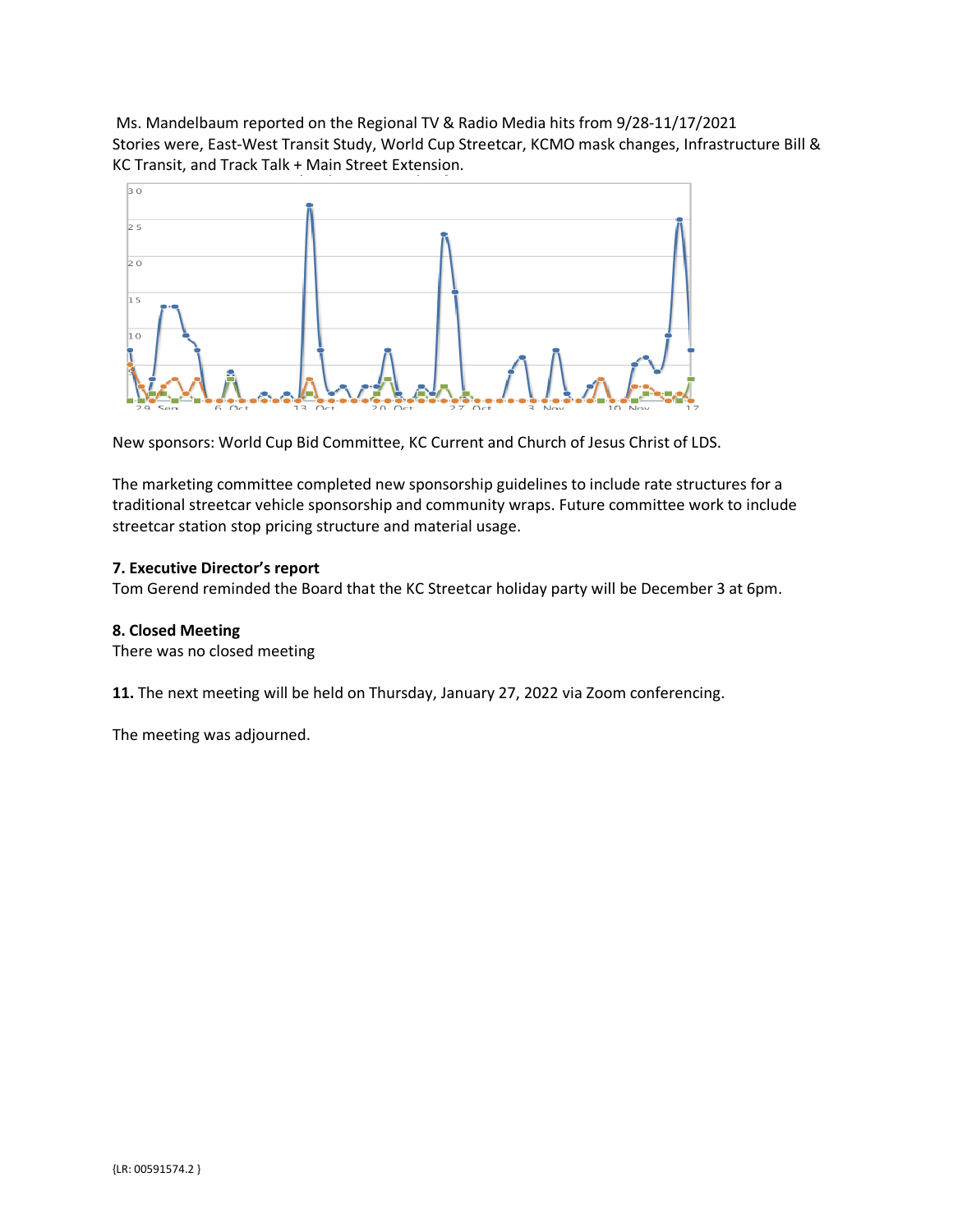Ms. Mandelbaum reported on the Regional TV & Radio Media hits from 9/28-11/17/2021
Stories were, East-West Transit Study, World Cup Streetcar, KCMO mask changes, Infrastructure Bill & KC Transit, and Track Talk + Main Street Extension.

New sponsors: World Cup Bid Committee, KC Current and Church of Jesus Christ of LDS.

The marketing committee completed new sponsorship guidelines to include rate structures for a traditional streetcar vehicle sponsorship and community wraps. Future committee work to include streetcar station stop pricing structure and material usage.

**7. Executive Director's report**
Tom Gerend reminded the Board that the KC Streetcar holiday party will be December 3 at 6pm.

**8. Closed Meeting**
There was no closed meeting

**11.** The next meeting will be held on Thursday, January 27, 2022 via Zoom conferencing.

The meeting was adjourned.

{LR: 00591574.2 }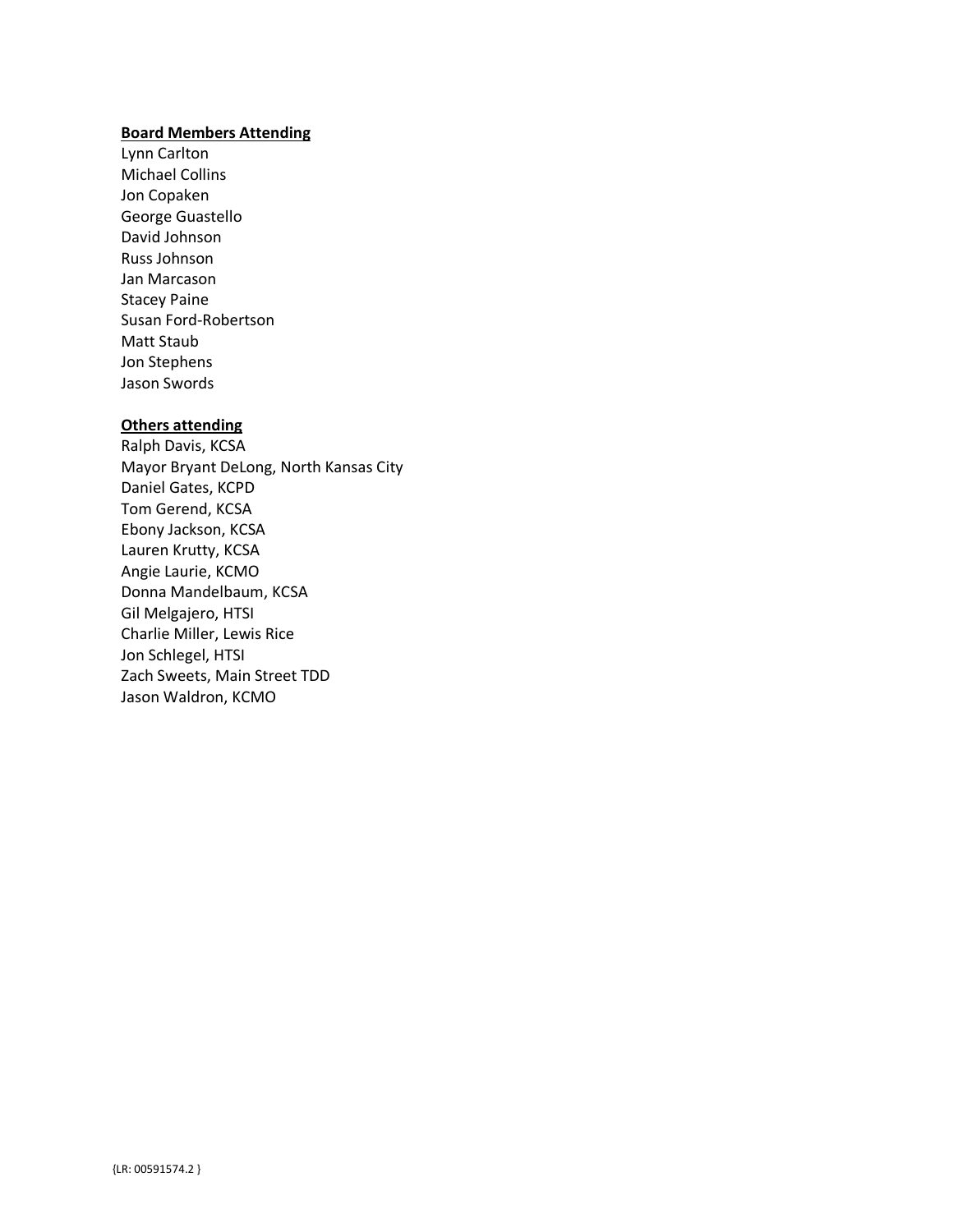**Board Members Attending**

Lynn Carlton
Michael Collins
Jon Copaken
George Guastello
David Johnson
Russ Johnson
Jan Marcason
Stacey Paine
Susan Ford-Robertson
Matt Staub
Jon Stephens
Jason Swords

**Others attending**

Ralph Davis, KCSA
Mayor Bryant DeLong, North Kansas City
Daniel Gates, KCPD
Tom Gerend, KCSA
Ebony Jackson, KCSA
Lauren Krutty, KCSA
Angie Laurie, KCMO
Donna Mandelbaum, KCSA
Gil Melgajero, HTSI
Charlie Miller, Lewis Rice
Jon Schlegel, HTSI
Zach Sweets, Main Street TDD
Jason Waldron, KCMO

{LR: 00591574.2 }